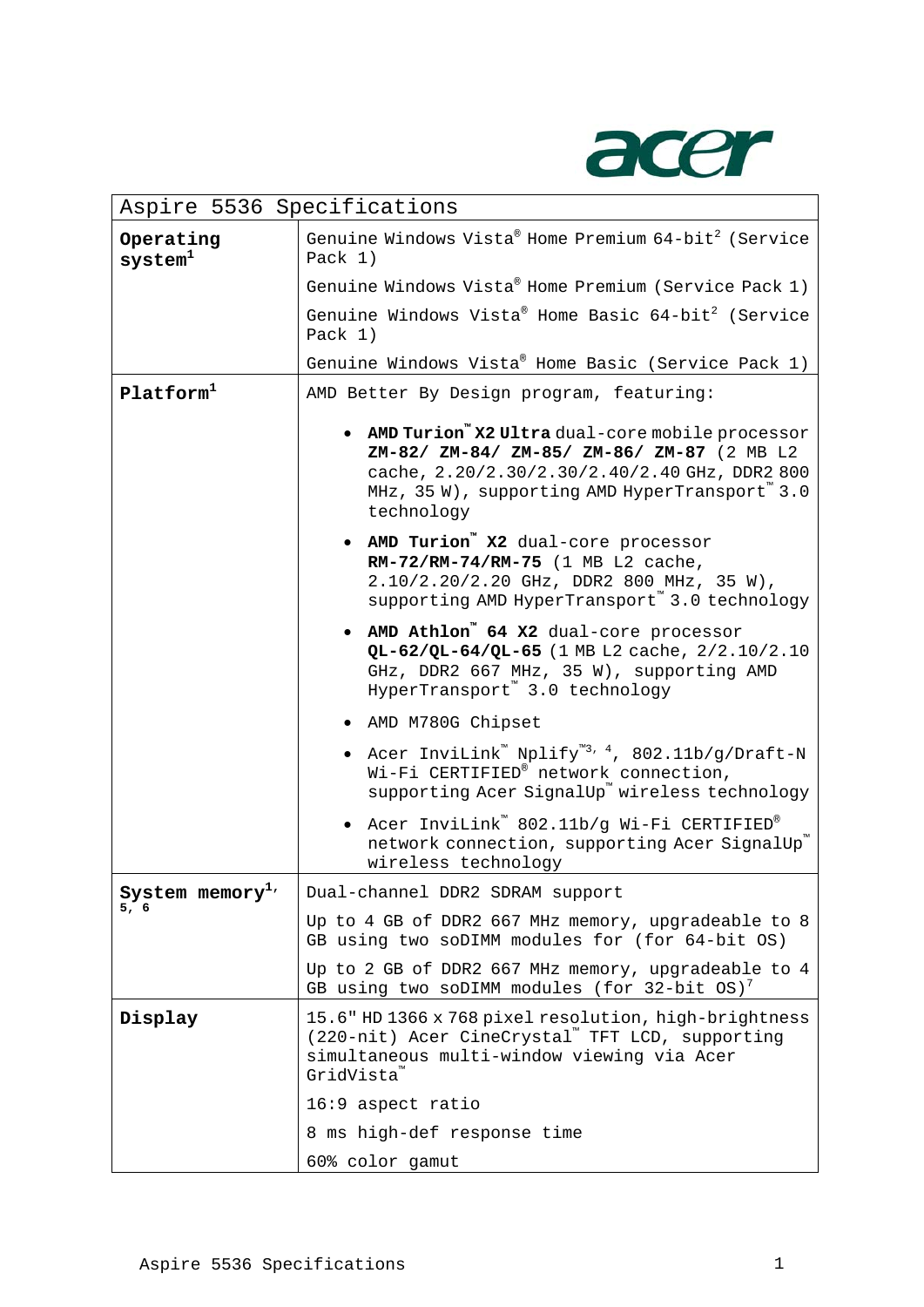| Aspire 5536 Specifications | |
|---|---|
| **Operating system**[1] | Genuine Windows Vista® Home Premium 64-bit[2] (Service Pack 1)<br>Genuine Windows Vista® Home Premium (Service Pack 1)<br>Genuine Windows Vista® Home Basic 64-bit[2] (Service Pack 1)<br>Genuine Windows Vista® Home Basic (Service Pack 1) |
| **Platform**[1] | AMD Better By Design program, featuring:<br>• **AMD Turion™ X2 Ultra** dual-core mobile processor **ZM-82/ ZM-84/ ZM-85/ ZM-86/ ZM-87** (2 MB L2 cache, 2.20/2.30/2.30/2.40/2.40 GHz, DDR2 800 MHz, 35 W), supporting AMD HyperTransport™ 3.0 technology<br>• **AMD Turion™ X2** dual-core processor **RM-72/RM-74/RM-75** (1 MB L2 cache, 2.10/2.20/2.20 GHz, DDR2 800 MHz, 35 W), supporting AMD HyperTransport™ 3.0 technology<br>• **AMD Athlon™ 64 X2** dual-core processor **QL-62/QL-64/QL-65** (1 MB L2 cache, 2/2.10/2.10 GHz, DDR2 667 MHz, 35 W), supporting AMD HyperTransport™ 3.0 technology<br>• AMD M780G Chipset<br>• Acer InviLink™ Nplify™[3, 4], 802.11b/g/Draft-N Wi-Fi CERTIFIED® network connection, supporting Acer SignalUp™ wireless technology<br>• Acer InviLink™ 802.11b/g Wi-Fi CERTIFIED® network connection, supporting Acer SignalUp™ wireless technology |
| **System memory**[1, 5, 6] | Dual-channel DDR2 SDRAM support<br>Up to 4 GB of DDR2 667 MHz memory, upgradeable to 8 GB using two soDIMM modules for (for 64-bit OS)<br>Up to 2 GB of DDR2 667 MHz memory, upgradeable to 4 GB using two soDIMM modules (for 32-bit OS)[7] |
| **Display** | 15.6" HD 1366 x 768 pixel resolution, high-brightness (220-nit) Acer CineCrystal™ TFT LCD, supporting simultaneous multi-window viewing via Acer GridVista™<br>16:9 aspect ratio<br>8 ms high-def response time<br>60% color gamut |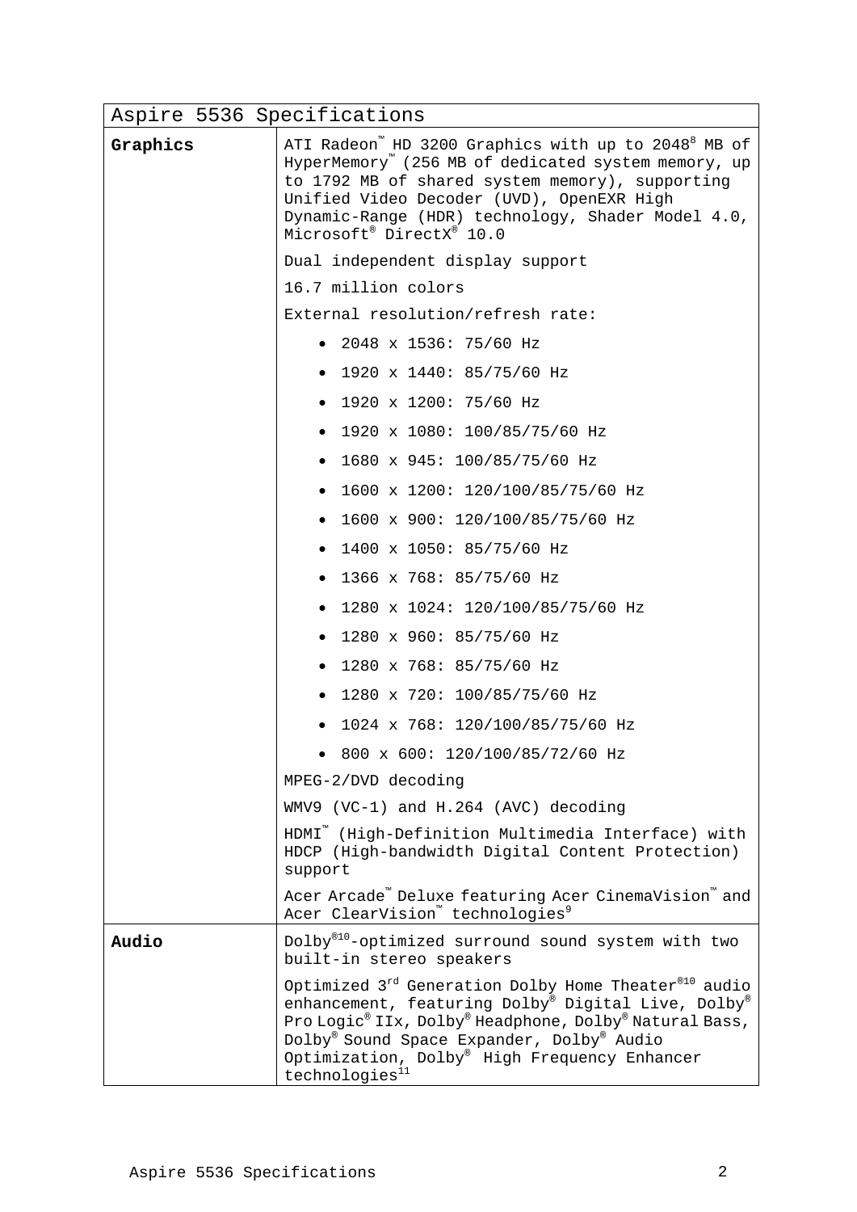| Aspire 5536 Specifications | |
|---|---|
| **Graphics** | ATI Radeon™ HD 3200 Graphics with up to 2048[8] MB of HyperMemory™ (256 MB of dedicated system memory, up to 1792 MB of shared system memory), supporting Unified Video Decoder (UVD), OpenEXR High Dynamic-Range (HDR) technology, Shader Model 4.0, Microsoft® DirectX® 10.0 |
| | Dual independent display support |
| | 16.7 million colors |
| | External resolution/refresh rate:<br>• 2048 x 1536: 75/60 Hz<br>• 1920 x 1440: 85/75/60 Hz<br>• 1920 x 1200: 75/60 Hz<br>• 1920 x 1080: 100/85/75/60 Hz<br>• 1680 x 945: 100/85/75/60 Hz<br>• 1600 x 1200: 120/100/85/75/60 Hz<br>• 1600 x 900: 120/100/85/75/60 Hz<br>• 1400 x 1050: 85/75/60 Hz<br>• 1366 x 768: 85/75/60 Hz<br>• 1280 x 1024: 120/100/85/75/60 Hz<br>• 1280 x 960: 85/75/60 Hz<br>• 1280 x 768: 85/75/60 Hz<br>• 1280 x 720: 100/85/75/60 Hz<br>• 1024 x 768: 120/100/85/75/60 Hz<br>• 800 x 600: 120/100/85/72/60 Hz |
| | MPEG-2/DVD decoding |
| | WMV9 (VC-1) and H.264 (AVC) decoding |
| | HDMI™ (High-Definition Multimedia Interface) with HDCP (High-bandwidth Digital Content Protection) support |
| | Acer Arcade™ Deluxe featuring Acer CinemaVision™ and Acer ClearVision™ technologies[9] |
| **Audio** | Dolby®[10]-optimized surround sound system with two built-in stereo speakers |
| | Optimized 3rd Generation Dolby Home Theater®[10] audio enhancement, featuring Dolby® Digital Live, Dolby® Pro Logic® IIx, Dolby® Headphone, Dolby® Natural Bass, Dolby® Sound Space Expander, Dolby® Audio Optimization, Dolby® High Frequency Enhancer technologies[11] |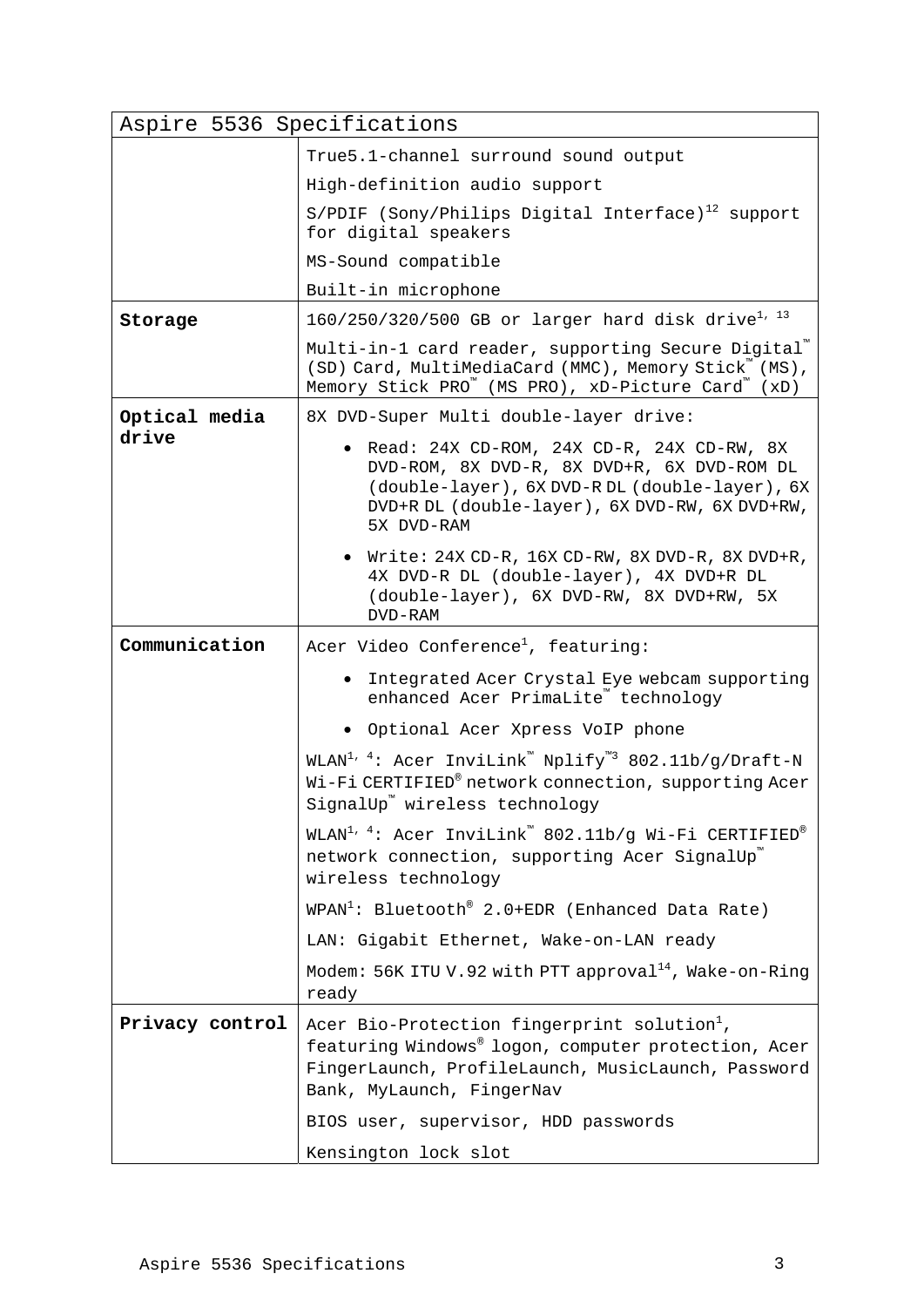| Aspire 5536 Specifications | |
|---|---|
| | True5.1-channel surround sound output<br>High-definition audio support<br>S/PDIF (Sony/Philips Digital Interface)[12] support for digital speakers<br>MS-Sound compatible<br>Built-in microphone |
| **Storage** | 160/250/320/500 GB or larger hard disk drive[1, 13]<br>Multi-in-1 card reader, supporting Secure Digital™ (SD) Card, MultiMediaCard (MMC), Memory Stick™ (MS), Memory Stick PRO™ (MS PRO), xD-Picture Card™ (xD) |
| **Optical media drive** | 8X DVD-Super Multi double-layer drive:<br>• Read: 24X CD-ROM, 24X CD-R, 24X CD-RW, 8X DVD-ROM, 8X DVD-R, 8X DVD+R, 6X DVD-ROM DL (double-layer), 6X DVD-R DL (double-layer), 6X DVD+R DL (double-layer), 6X DVD-RW, 6X DVD+RW, 5X DVD-RAM<br>• Write: 24X CD-R, 16X CD-RW, 8X DVD-R, 8X DVD+R, 4X DVD-R DL (double-layer), 4X DVD+R DL (double-layer), 6X DVD-RW, 8X DVD+RW, 5X DVD-RAM |
| **Communication** | Acer Video Conference[1], featuring:<br>• Integrated Acer Crystal Eye webcam supporting enhanced Acer PrimaLite™ technology<br>• Optional Acer Xpress VoIP phone<br>WLAN[1, 4]: Acer InviLink™ Nplify™[3] 802.11b/g/Draft-N Wi-Fi CERTIFIED® network connection, supporting Acer SignalUp™ wireless technology<br>WLAN[1, 4]: Acer InviLink™ 802.11b/g Wi-Fi CERTIFIED® network connection, supporting Acer SignalUp™ wireless technology<br>WPAN[1]: Bluetooth® 2.0+EDR (Enhanced Data Rate)<br>LAN: Gigabit Ethernet, Wake-on-LAN ready<br>Modem: 56K ITU V.92 with PTT approval[14], Wake-on-Ring ready |
| **Privacy control** | Acer Bio-Protection fingerprint solution[1], featuring Windows® logon, computer protection, Acer FingerLaunch, ProfileLaunch, MusicLaunch, Password Bank, MyLaunch, FingerNav<br>BIOS user, supervisor, HDD passwords<br>Kensington lock slot |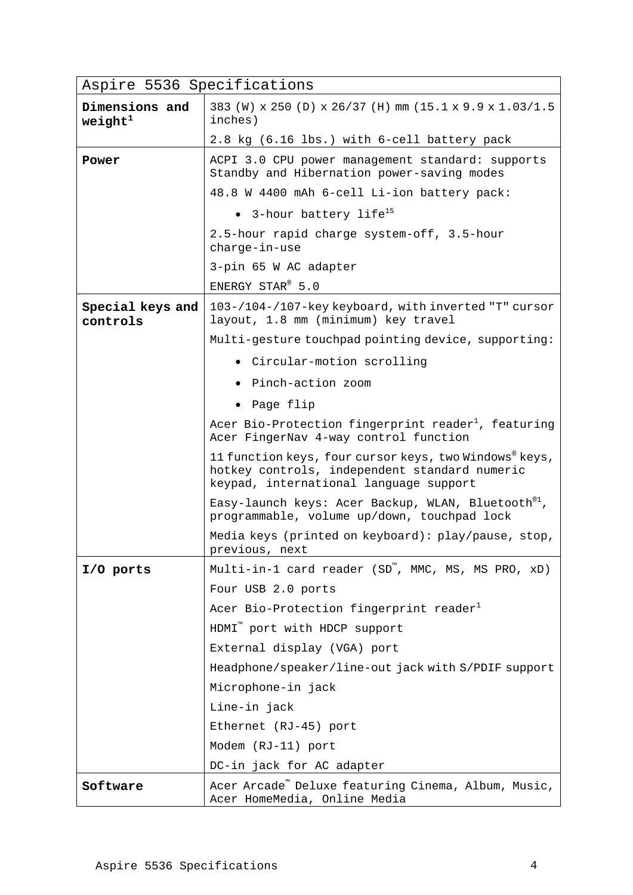| Aspire 5536 Specifications | |
|---|---|
| **Dimensions and weight**[1] | 383 (W) x 250 (D) x 26/37 (H) mm (15.1 x 9.9 x 1.03/1.5 inches)<br>2.8 kg (6.16 lbs.) with 6-cell battery pack |
| **Power** | ACPI 3.0 CPU power management standard: supports Standby and Hibernation power-saving modes<br>48.8 W 4400 mAh 6-cell Li-ion battery pack:<br>• 3-hour battery life[15]<br>2.5-hour rapid charge system-off, 3.5-hour charge-in-use<br>3-pin 65 W AC adapter<br>ENERGY STAR® 5.0 |
| **Special keys and controls** | 103-/104-/107-key keyboard, with inverted "T" cursor layout, 1.8 mm (minimum) key travel<br>Multi-gesture touchpad pointing device, supporting:<br>• Circular-motion scrolling<br>• Pinch-action zoom<br>• Page flip<br>Acer Bio-Protection fingerprint reader[1], featuring Acer FingerNav 4-way control function<br>11 function keys, four cursor keys, two Windows® keys, hotkey controls, independent standard numeric keypad, international language support<br>Easy-launch keys: Acer Backup, WLAN, Bluetooth®[1], programmable, volume up/down, touchpad lock<br>Media keys (printed on keyboard): play/pause, stop, previous, next |
| **I/O ports** | Multi-in-1 card reader (SD™, MMC, MS, MS PRO, xD)<br>Four USB 2.0 ports<br>Acer Bio-Protection fingerprint reader[1]<br>HDMI™ port with HDCP support<br>External display (VGA) port<br>Headphone/speaker/line-out jack with S/PDIF support<br>Microphone-in jack<br>Line-in jack<br>Ethernet (RJ-45) port<br>Modem (RJ-11) port<br>DC-in jack for AC adapter |
| **Software** | Acer Arcade™ Deluxe featuring Cinema, Album, Music, Acer HomeMedia, Online Media |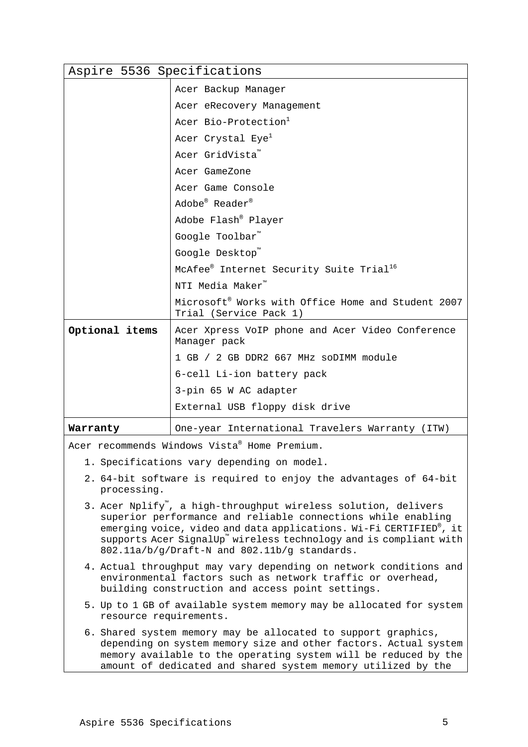| Aspire 5536 Specifications | |
|---|---|
| | Acer Backup Manager |
| | Acer eRecovery Management |
| | Acer Bio-Protection[1] |
| | Acer Crystal Eye[1] |
| | Acer GridVista™ |
| | Acer GameZone |
| | Acer Game Console |
| | Adobe® Reader® |
| | Adobe Flash® Player |
| | Google Toolbar™ |
| | Google Desktop™ |
| | McAfee® Internet Security Suite Trial[16] |
| | NTI Media Maker™ |
| | Microsoft® Works with Office Home and Student 2007 Trial (Service Pack 1) |
| **Optional items** | Acer Xpress VoIP phone and Acer Video Conference Manager pack |
| | 1 GB / 2 GB DDR2 667 MHz soDIMM module |
| | 6-cell Li-ion battery pack |
| | 3-pin 65 W AC adapter |
| | External USB floppy disk drive |
| **Warranty** | One-year International Travelers Warranty (ITW) |

Acer recommends Windows Vista® Home Premium.

1. Specifications vary depending on model.
2. 64-bit software is required to enjoy the advantages of 64-bit processing.
3. Acer Nplify™, a high-throughput wireless solution, delivers superior performance and reliable connections while enabling emerging voice, video and data applications. Wi-Fi CERTIFIED®, it supports Acer SignalUp™ wireless technology and is compliant with 802.11a/b/g/Draft-N and 802.11b/g standards.
4. Actual throughput may vary depending on network conditions and environmental factors such as network traffic or overhead, building construction and access point settings.
5. Up to 1 GB of available system memory may be allocated for system resource requirements.
6. Shared system memory may be allocated to support graphics, depending on system memory size and other factors. Actual system memory available to the operating system will be reduced by the amount of dedicated and shared system memory utilized by the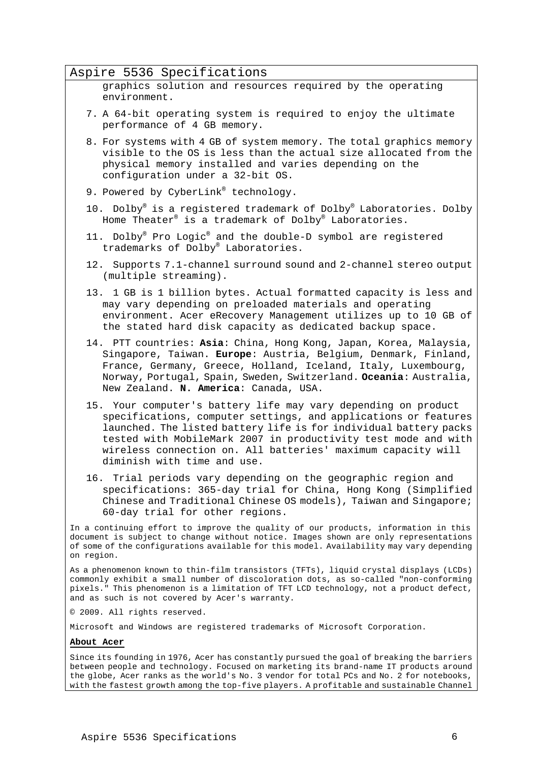graphics solution and resources required by the operating environment.

7. A 64-bit operating system is required to enjoy the ultimate performance of 4 GB memory.
8. For systems with 4 GB of system memory. The total graphics memory visible to the OS is less than the actual size allocated from the physical memory installed and varies depending on the configuration under a 32-bit OS.
9. Powered by CyberLink® technology.
10. Dolby® is a registered trademark of Dolby® Laboratories. Dolby Home Theater® is a trademark of Dolby® Laboratories.
11. Dolby® Pro Logic® and the double-D symbol are registered trademarks of Dolby® Laboratories.
12. Supports 7.1-channel surround sound and 2-channel stereo output (multiple streaming).
13. 1 GB is 1 billion bytes. Actual formatted capacity is less and may vary depending on preloaded materials and operating environment. Acer eRecovery Management utilizes up to 10 GB of the stated hard disk capacity as dedicated backup space.
14. PTT countries: **Asia**: China, Hong Kong, Japan, Korea, Malaysia, Singapore, Taiwan. **Europe**: Austria, Belgium, Denmark, Finland, France, Germany, Greece, Holland, Iceland, Italy, Luxembourg, Norway, Portugal, Spain, Sweden, Switzerland. **Oceania**: Australia, New Zealand. **N. America**: Canada, USA.
15. Your computer's battery life may vary depending on product specifications, computer settings, and applications or features launched. The listed battery life is for individual battery packs tested with MobileMark 2007 in productivity test mode and with wireless connection on. All batteries' maximum capacity will diminish with time and use.
16. Trial periods vary depending on the geographic region and specifications: 365-day trial for China, Hong Kong (Simplified Chinese and Traditional Chinese OS models), Taiwan and Singapore; 60-day trial for other regions.

In a continuing effort to improve the quality of our products, information in this document is subject to change without notice. Images shown are only representations of some of the configurations available for this model. Availability may vary depending on region.

As a phenomenon known to thin-film transistors (TFTs), liquid crystal displays (LCDs) commonly exhibit a small number of discoloration dots, as so-called "non-conforming pixels." This phenomenon is a limitation of TFT LCD technology, not a product defect, and as such is not covered by Acer's warranty.

© 2009. All rights reserved.

Microsoft and Windows are registered trademarks of Microsoft Corporation.

**About Acer**

Since its founding in 1976, Acer has constantly pursued the goal of breaking the barriers between people and technology. Focused on marketing its brand-name IT products around the globe, Acer ranks as the world's No. 3 vendor for total PCs and No. 2 for notebooks, with the fastest growth among the top-five players. A profitable and sustainable Channel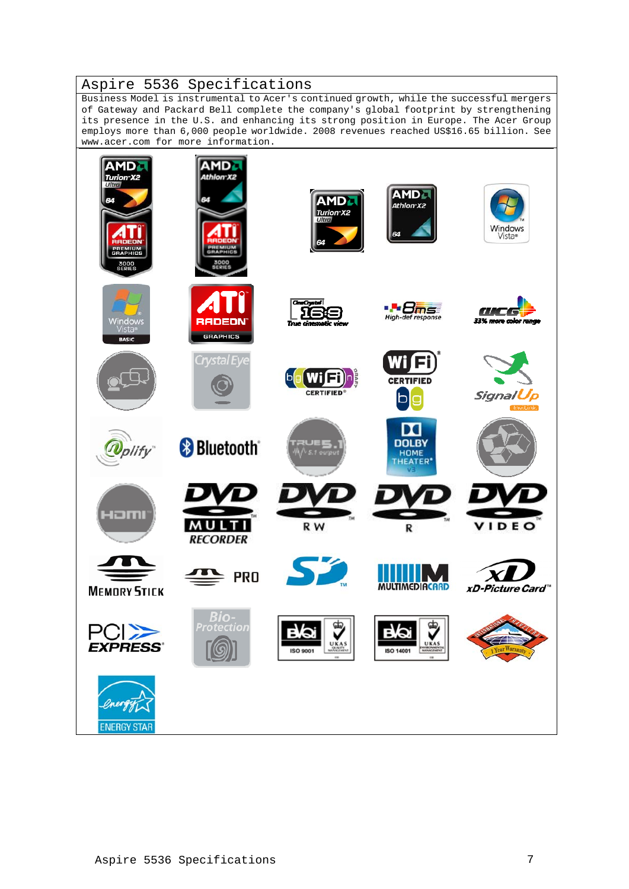# Aspire 5536 Specifications

Business Model is instrumental to Acer's continued growth, while the successful mergers of Gateway and Packard Bell complete the company's global footprint by strengthening its presence in the U.S. and enhancing its strong position in Europe. The Acer Group employs more than 6,000 people worldwide. 2008 revenues reached US$16.65 billion. See www.acer.com for more information.